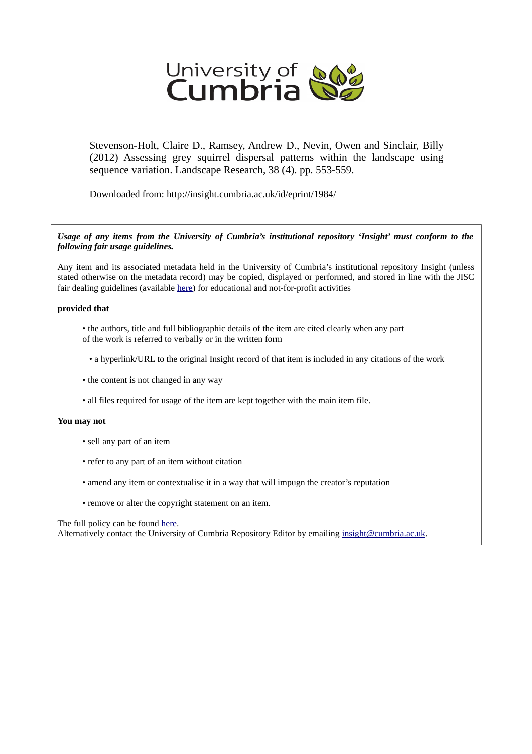University of Cumbria

Stevenson-Holt, Claire D., Ramsey, Andrew D., Nevin, Owen and Sinclair, Billy (2012) Assessing grey squirrel dispersal patterns within the landscape using sequence variation. Landscape Research, 38 (4). pp. 553-559.

Downloaded from: http://insight.cumbria.ac.uk/id/eprint/1984/

***Usage of any items from the University of Cumbria's institutional repository 'Insight' must conform to the following fair usage guidelines.***

Any item and its associated metadata held in the University of Cumbria's institutional repository Insight (unless stated otherwise on the metadata record) may be copied, displayed or performed, and stored in line with the JISC fair dealing guidelines (available here) for educational and not-for-profit activities

**provided that**

- the authors, title and full bibliographic details of the item are cited clearly when any part of the work is referred to verbally or in the written form
- a hyperlink/URL to the original Insight record of that item is included in any citations of the work
- the content is not changed in any way
- all files required for usage of the item are kept together with the main item file.

**You may not**

- sell any part of an item
- refer to any part of an item without citation
- amend any item or contextualise it in a way that will impugn the creator's reputation
- remove or alter the copyright statement on an item.

The full policy can be found here.
Alternatively contact the University of Cumbria Repository Editor by emailing insight@cumbria.ac.uk.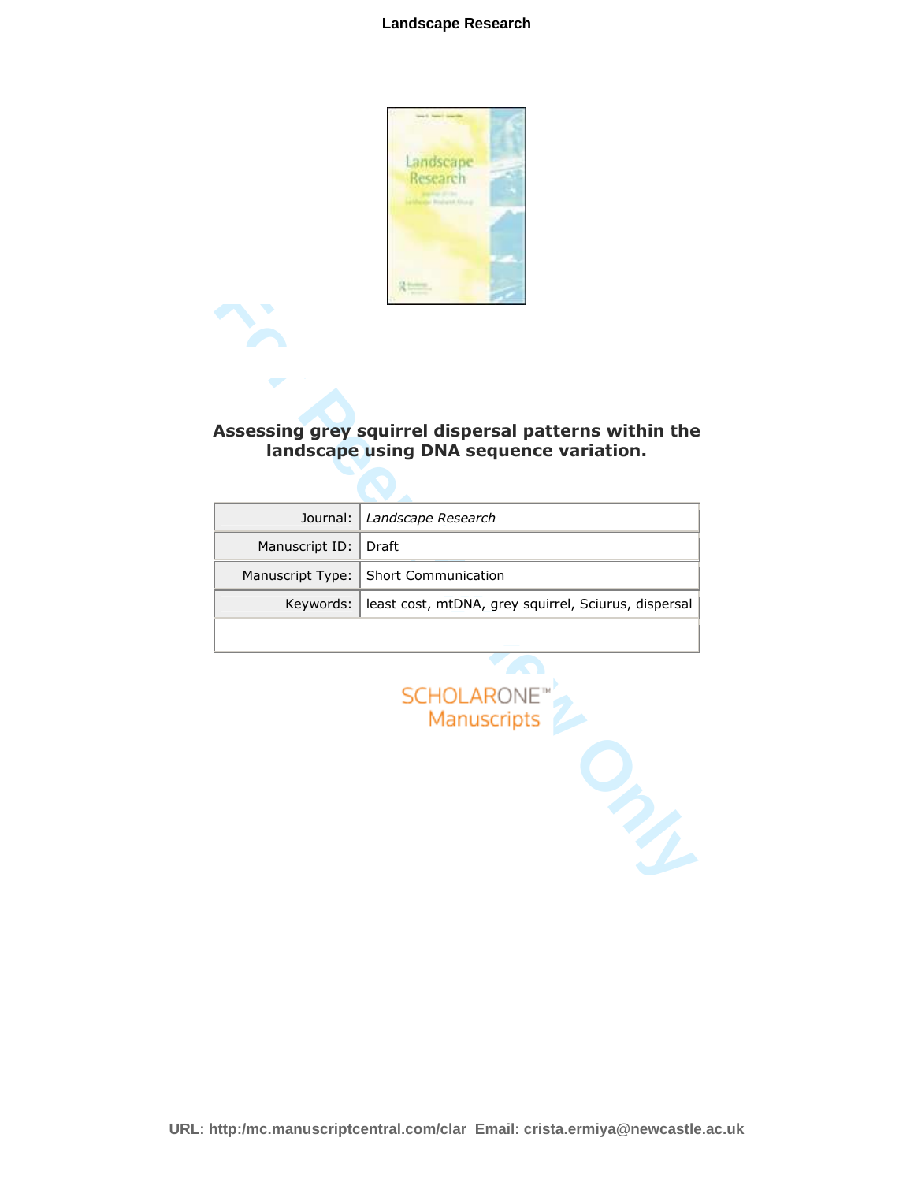# Assessing grey squirrel dispersal patterns within the landscape using DNA sequence variation.

| Journal: | *Landscape Research* |
| --- | --- |
| Manuscript ID: | Draft |
| Manuscript Type: | Short Communication |
| Keywords: | least cost, mtDNA, grey squirrel, Sciurus, dispersal |
| | |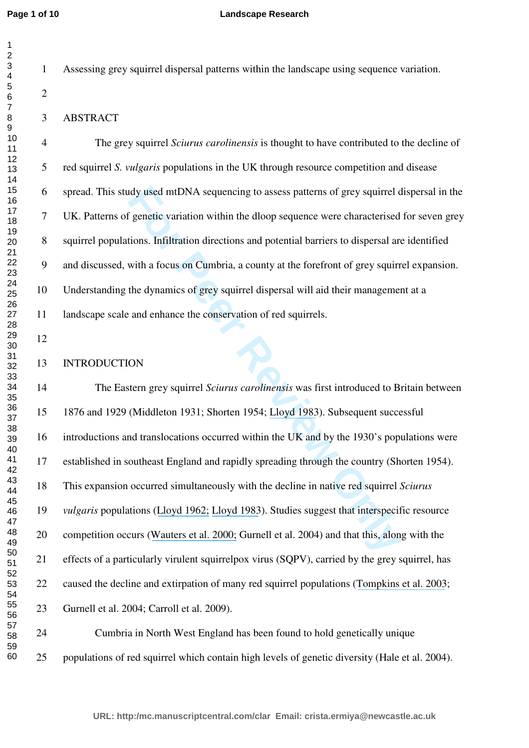Assessing grey squirrel dispersal patterns within the landscape using sequence variation.

## ABSTRACT

The grey squirrel *Sciurus carolinensis* is thought to have contributed to the decline of red squirrel *S. vulgaris* populations in the UK through resource competition and disease spread. This study used mtDNA sequencing to assess patterns of grey squirrel dispersal in the UK. Patterns of genetic variation within the dloop sequence were characterised for seven grey squirrel populations. Infiltration directions and potential barriers to dispersal are identified and discussed, with a focus on Cumbria, a county at the forefront of grey squirrel expansion. Understanding the dynamics of grey squirrel dispersal will aid their management at a landscape scale and enhance the conservation of red squirrels.

## INTRODUCTION

The Eastern grey squirrel *Sciurus carolinensis* was first introduced to Britain between 1876 and 1929 (Middleton 1931; Shorten 1954; Lloyd 1983). Subsequent successful introductions and translocations occurred within the UK and by the 1930's populations were established in southeast England and rapidly spreading through the country (Shorten 1954). This expansion occurred simultaneously with the decline in native red squirrel *Sciurus vulgaris* populations (Lloyd 1962; Lloyd 1983). Studies suggest that interspecific resource competition occurs (Wauters et al. 2000; Gurnell et al. 2004) and that this, along with the effects of a particularly virulent squirrelpox virus (SQPV), carried by the grey squirrel, has caused the decline and extirpation of many red squirrel populations (Tompkins et al. 2003; Gurnell et al. 2004; Carroll et al. 2009).

Cumbria in North West England has been found to hold genetically unique populations of red squirrel which contain high levels of genetic diversity (Hale et al. 2004).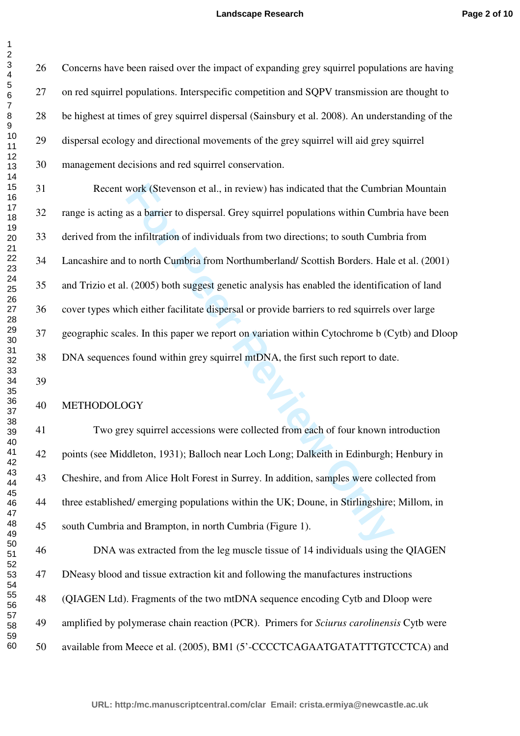Concerns have been raised over the impact of expanding grey squirrel populations are having on red squirrel populations. Interspecific competition and SQPV transmission are thought to be highest at times of grey squirrel dispersal (Sainsbury et al. 2008). An understanding of the dispersal ecology and directional movements of the grey squirrel will aid grey squirrel management decisions and red squirrel conservation.

Recent work (Stevenson et al., in review) has indicated that the Cumbrian Mountain range is acting as a barrier to dispersal. Grey squirrel populations within Cumbria have been derived from the infiltration of individuals from two directions; to south Cumbria from Lancashire and to north Cumbria from Northumberland/ Scottish Borders. Hale et al. (2001) and Trizio et al. (2005) both suggest genetic analysis has enabled the identification of land cover types which either facilitate dispersal or provide barriers to red squirrels over large geographic scales. In this paper we report on variation within Cytochrome b (Cytb) and Dloop DNA sequences found within grey squirrel mtDNA, the first such report to date.

## METHODOLOGY

Two grey squirrel accessions were collected from each of four known introduction points (see Middleton, 1931); Balloch near Loch Long; Dalkeith in Edinburgh; Henbury in Cheshire, and from Alice Holt Forest in Surrey. In addition, samples were collected from three established/ emerging populations within the UK; Doune, in Stirlingshire; Millom, in south Cumbria and Brampton, in north Cumbria (Figure 1).

DNA was extracted from the leg muscle tissue of 14 individuals using the QIAGEN DNeasy blood and tissue extraction kit and following the manufactures instructions (QIAGEN Ltd). Fragments of the two mtDNA sequence encoding Cytb and Dloop were amplified by polymerase chain reaction (PCR). Primers for *Sciurus carolinensis* Cytb were available from Meece et al. (2005), BM1 (5'-CCCCTCAGAATGATATTTGTCCTCA) and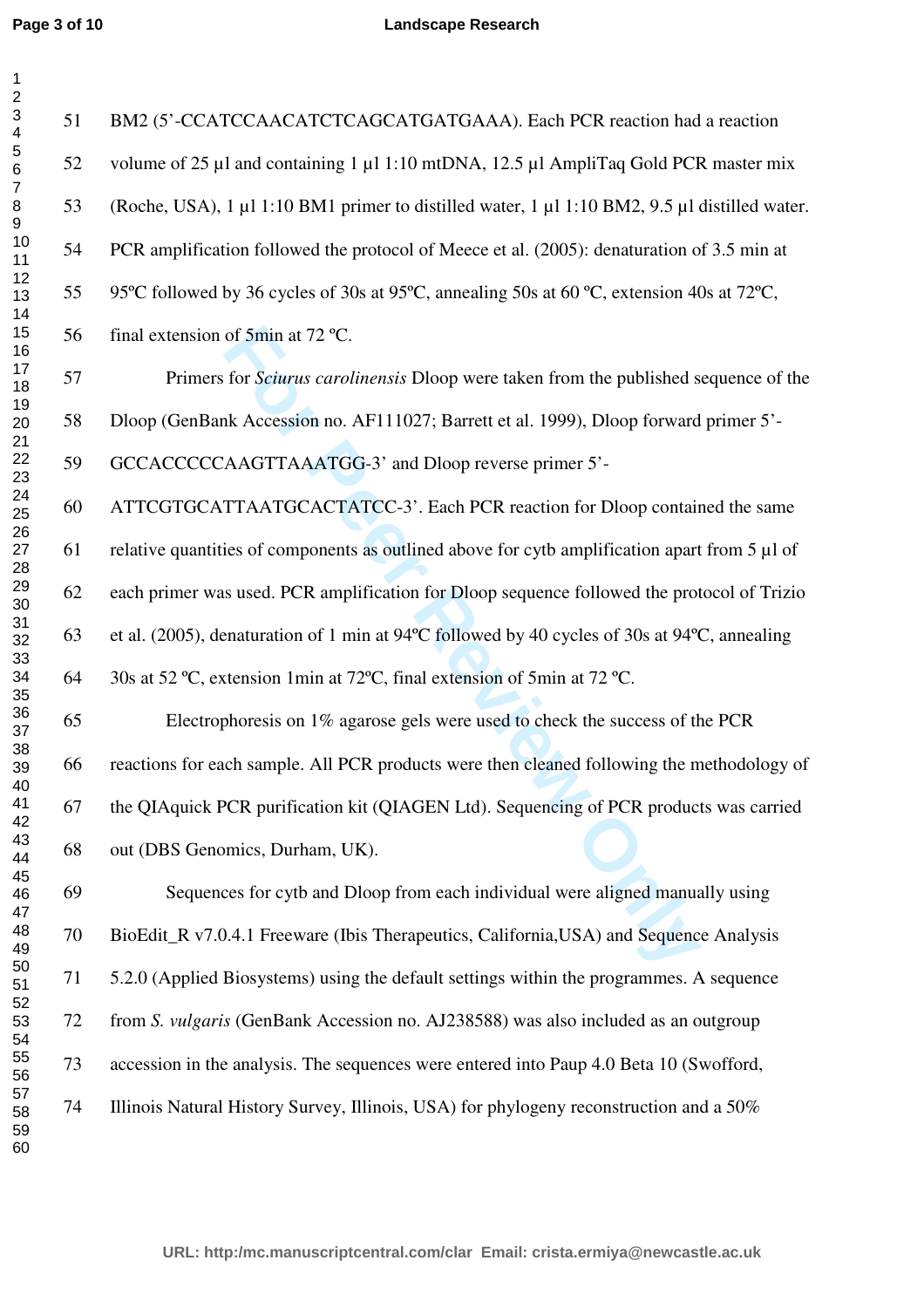BM2 (5'-CCATCCAACATCTCAGCATGATGAAA). Each PCR reaction had a reaction volume of 25 µl and containing 1 µl 1:10 mtDNA, 12.5 µl AmpliTaq Gold PCR master mix (Roche, USA), 1 µl 1:10 BM1 primer to distilled water, 1 µl 1:10 BM2, 9.5 µl distilled water. PCR amplification followed the protocol of Meece et al. (2005): denaturation of 3.5 min at 95ºC followed by 36 cycles of 30s at 95ºC, annealing 50s at 60 ºC, extension 40s at 72ºC, final extension of 5min at 72 ºC.

Primers for *Sciurus carolinensis* Dloop were taken from the published sequence of the Dloop (GenBank Accession no. AF111027; Barrett et al. 1999), Dloop forward primer 5'-GCCACCCCCAAGTTAAATGG-3' and Dloop reverse primer 5'-ATTCGTGCATTAATGCACTATCC-3'. Each PCR reaction for Dloop contained the same relative quantities of components as outlined above for cytb amplification apart from 5 µl of each primer was used. PCR amplification for Dloop sequence followed the protocol of Trizio et al. (2005), denaturation of 1 min at 94ºC followed by 40 cycles of 30s at 94ºC, annealing 30s at 52 ºC, extension 1min at 72ºC, final extension of 5min at 72 ºC.

Electrophoresis on 1% agarose gels were used to check the success of the PCR reactions for each sample. All PCR products were then cleaned following the methodology of the QIAquick PCR purification kit (QIAGEN Ltd). Sequencing of PCR products was carried out (DBS Genomics, Durham, UK).

Sequences for cytb and Dloop from each individual were aligned manually using BioEdit_R v7.0.4.1 Freeware (Ibis Therapeutics, California,USA) and Sequence Analysis 5.2.0 (Applied Biosystems) using the default settings within the programmes. A sequence from *S. vulgaris* (GenBank Accession no. AJ238588) was also included as an outgroup accession in the analysis. The sequences were entered into Paup 4.0 Beta 10 (Swofford, Illinois Natural History Survey, Illinois, USA) for phylogeny reconstruction and a 50%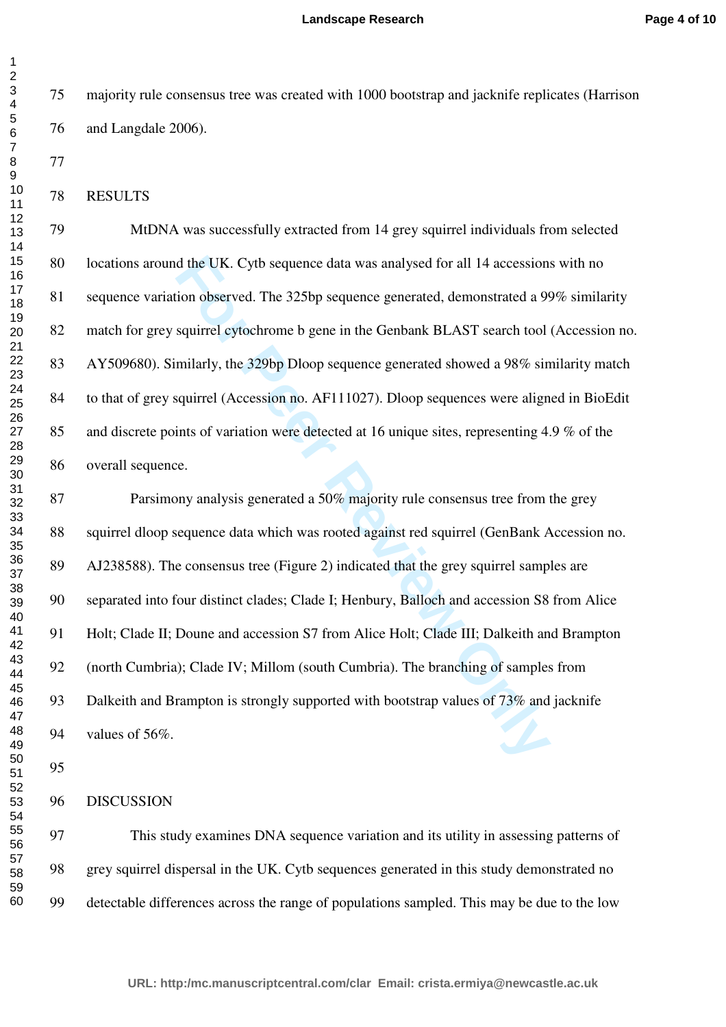majority rule consensus tree was created with 1000 bootstrap and jacknife replicates (Harrison and Langdale 2006).

## RESULTS

MtDNA was successfully extracted from 14 grey squirrel individuals from selected locations around the UK. Cytb sequence data was analysed for all 14 accessions with no sequence variation observed. The 325bp sequence generated, demonstrated a 99% similarity match for grey squirrel cytochrome b gene in the Genbank BLAST search tool (Accession no. AY509680). Similarly, the 329bp Dloop sequence generated showed a 98% similarity match to that of grey squirrel (Accession no. AF111027). Dloop sequences were aligned in BioEdit and discrete points of variation were detected at 16 unique sites, representing 4.9 % of the overall sequence.

Parsimony analysis generated a 50% majority rule consensus tree from the grey squirrel dloop sequence data which was rooted against red squirrel (GenBank Accession no. AJ238588). The consensus tree (Figure 2) indicated that the grey squirrel samples are separated into four distinct clades; Clade I; Henbury, Balloch and accession S8 from Alice Holt; Clade II; Doune and accession S7 from Alice Holt; Clade III; Dalkeith and Brampton (north Cumbria); Clade IV; Millom (south Cumbria). The branching of samples from Dalkeith and Brampton is strongly supported with bootstrap values of 73% and jacknife values of 56%.

## DISCUSSION

This study examines DNA sequence variation and its utility in assessing patterns of grey squirrel dispersal in the UK. Cytb sequences generated in this study demonstrated no detectable differences across the range of populations sampled. This may be due to the low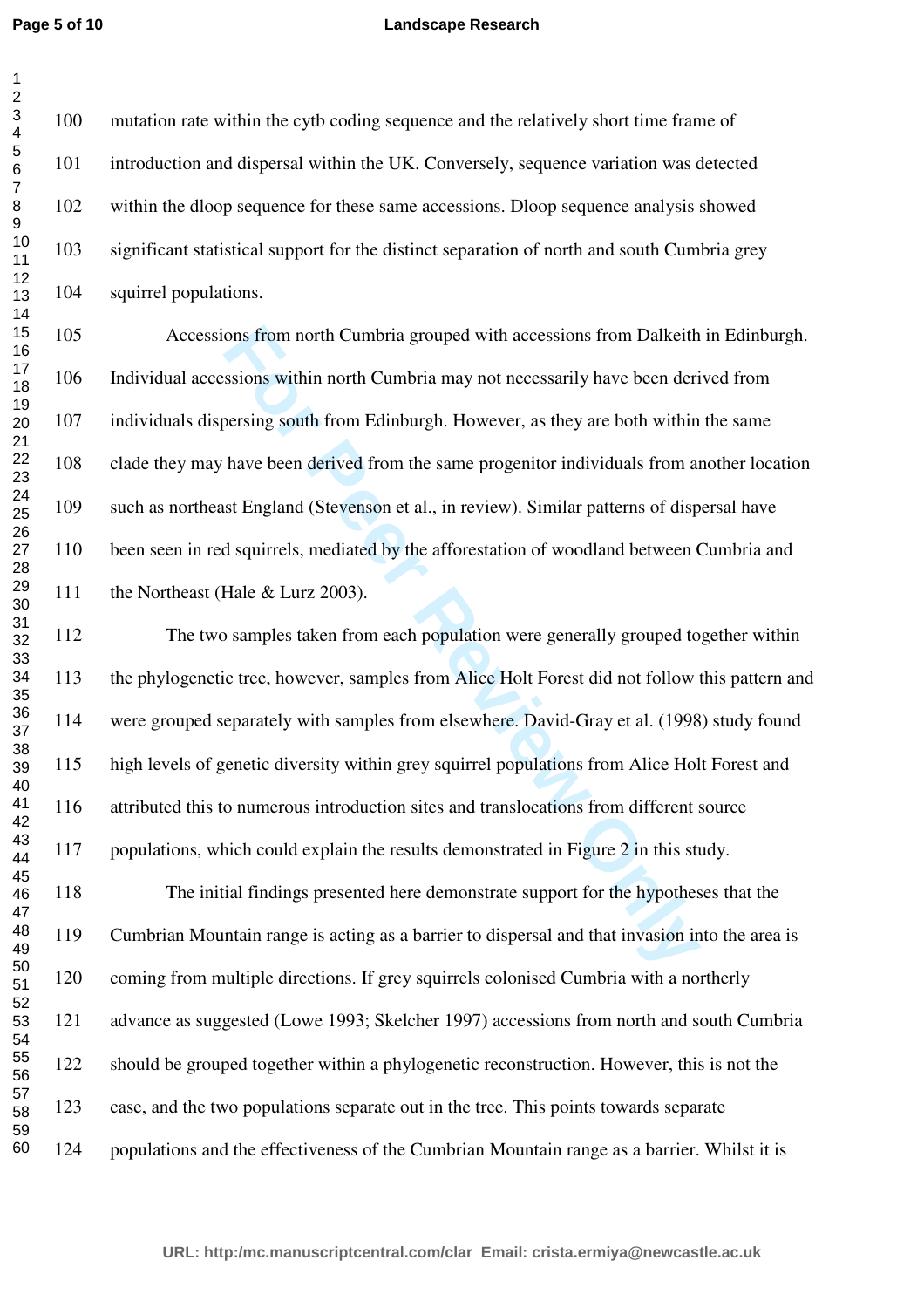mutation rate within the cytb coding sequence and the relatively short time frame of introduction and dispersal within the UK. Conversely, sequence variation was detected within the dloop sequence for these same accessions. Dloop sequence analysis showed significant statistical support for the distinct separation of north and south Cumbria grey squirrel populations.

Accessions from north Cumbria grouped with accessions from Dalkeith in Edinburgh. Individual accessions within north Cumbria may not necessarily have been derived from individuals dispersing south from Edinburgh. However, as they are both within the same clade they may have been derived from the same progenitor individuals from another location such as northeast England (Stevenson et al., in review). Similar patterns of dispersal have been seen in red squirrels, mediated by the afforestation of woodland between Cumbria and the Northeast (Hale & Lurz 2003).

The two samples taken from each population were generally grouped together within the phylogenetic tree, however, samples from Alice Holt Forest did not follow this pattern and were grouped separately with samples from elsewhere. David-Gray et al. (1998) study found high levels of genetic diversity within grey squirrel populations from Alice Holt Forest and attributed this to numerous introduction sites and translocations from different source populations, which could explain the results demonstrated in Figure 2 in this study.

The initial findings presented here demonstrate support for the hypotheses that the Cumbrian Mountain range is acting as a barrier to dispersal and that invasion into the area is coming from multiple directions. If grey squirrels colonised Cumbria with a northerly advance as suggested (Lowe 1993; Skelcher 1997) accessions from north and south Cumbria should be grouped together within a phylogenetic reconstruction. However, this is not the case, and the two populations separate out in the tree. This points towards separate populations and the effectiveness of the Cumbrian Mountain range as a barrier. Whilst it is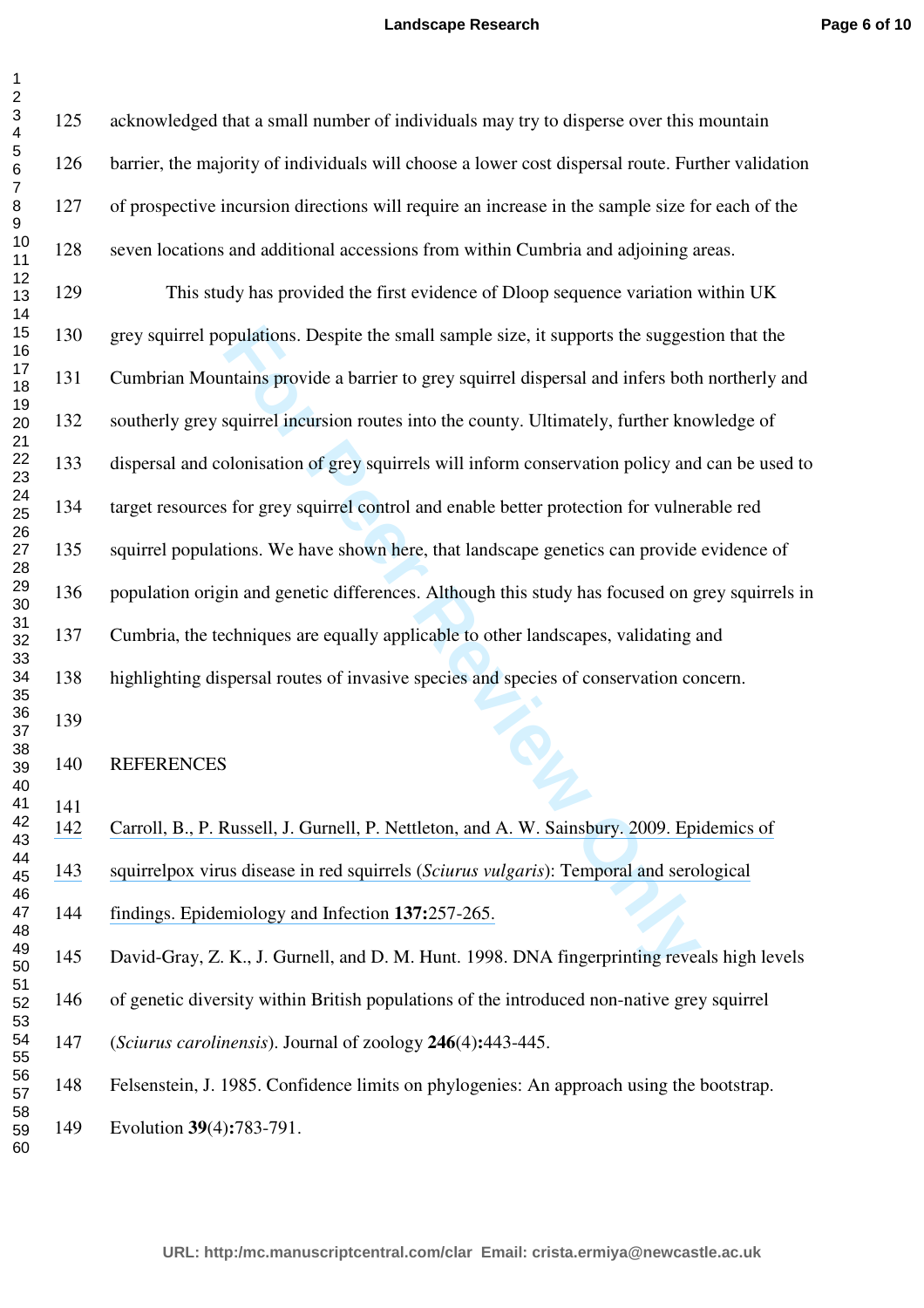acknowledged that a small number of individuals may try to disperse over this mountain barrier, the majority of individuals will choose a lower cost dispersal route. Further validation of prospective incursion directions will require an increase in the sample size for each of the seven locations and additional accessions from within Cumbria and adjoining areas.

This study has provided the first evidence of Dloop sequence variation within UK grey squirrel populations. Despite the small sample size, it supports the suggestion that the Cumbrian Mountains provide a barrier to grey squirrel dispersal and infers both northerly and southerly grey squirrel incursion routes into the county. Ultimately, further knowledge of dispersal and colonisation of grey squirrels will inform conservation policy and can be used to target resources for grey squirrel control and enable better protection for vulnerable red squirrel populations. We have shown here, that landscape genetics can provide evidence of population origin and genetic differences. Although this study has focused on grey squirrels in Cumbria, the techniques are equally applicable to other landscapes, validating and highlighting dispersal routes of invasive species and species of conservation concern.

## REFERENCES

Carroll, B., P. Russell, J. Gurnell, P. Nettleton, and A. W. Sainsbury. 2009. Epidemics of squirrelpox virus disease in red squirrels (*Sciurus vulgaris*): Temporal and serological findings. Epidemiology and Infection **137:**257-265.

David-Gray, Z. K., J. Gurnell, and D. M. Hunt. 1998. DNA fingerprinting reveals high levels of genetic diversity within British populations of the introduced non-native grey squirrel (*Sciurus carolinensis*). Journal of zoology **246**(4)**:**443-445.

Felsenstein, J. 1985. Confidence limits on phylogenies: An approach using the bootstrap. Evolution **39**(4)**:**783-791.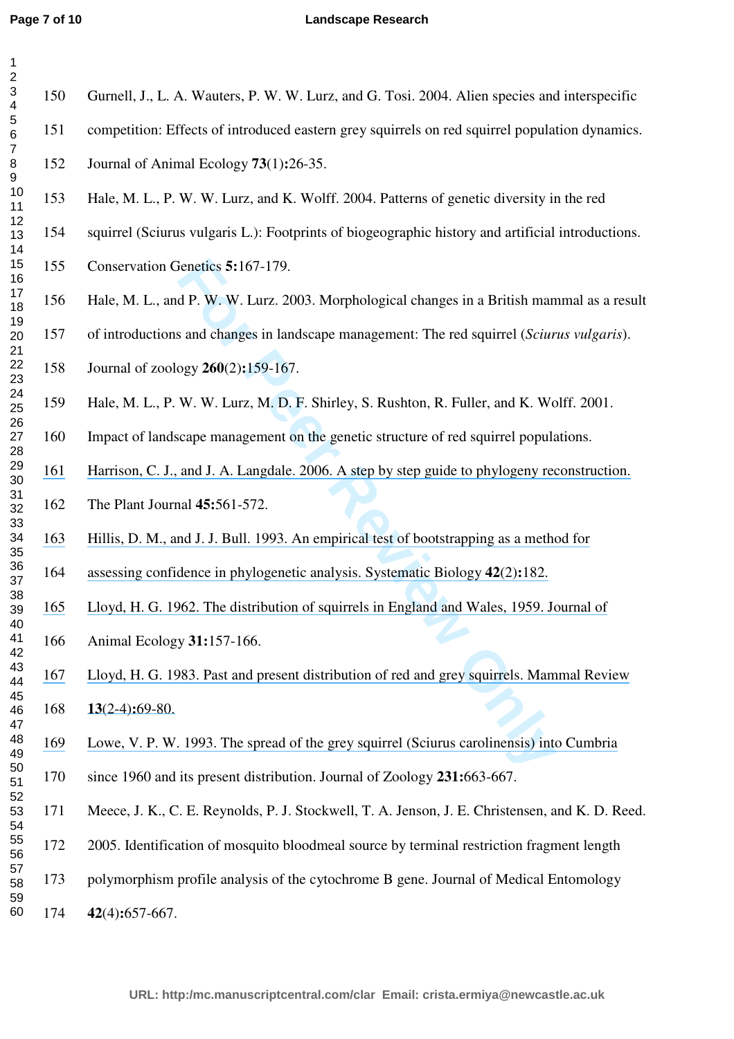Gurnell, J., L. A. Wauters, P. W. W. Lurz, and G. Tosi. 2004. Alien species and interspecific competition: Effects of introduced eastern grey squirrels on red squirrel population dynamics. Journal of Animal Ecology **73**(1)**:**26-35.

Hale, M. L., P. W. W. Lurz, and K. Wolff. 2004. Patterns of genetic diversity in the red squirrel (Sciurus vulgaris L.): Footprints of biogeographic history and artificial introductions. Conservation Genetics **5:**167-179.

Hale, M. L., and P. W. W. Lurz. 2003. Morphological changes in a British mammal as a result of introductions and changes in landscape management: The red squirrel (*Sciurus vulgaris*). Journal of zoology **260**(2)**:**159-167.

Hale, M. L., P. W. W. Lurz, M. D. F. Shirley, S. Rushton, R. Fuller, and K. Wolff. 2001. Impact of landscape management on the genetic structure of red squirrel populations.

Harrison, C. J., and J. A. Langdale. 2006. A step by step guide to phylogeny reconstruction. The Plant Journal **45:**561-572.

Hillis, D. M., and J. J. Bull. 1993. An empirical test of bootstrapping as a method for assessing confidence in phylogenetic analysis. Systematic Biology **42**(2)**:**182.

Lloyd, H. G. 1962. The distribution of squirrels in England and Wales, 1959. Journal of Animal Ecology **31:**157-166.

Lloyd, H. G. 1983. Past and present distribution of red and grey squirrels. Mammal Review **13**(2-4)**:**69-80.

Lowe, V. P. W. 1993. The spread of the grey squirrel (Sciurus carolinensis) into Cumbria since 1960 and its present distribution. Journal of Zoology **231:**663-667.

Meece, J. K., C. E. Reynolds, P. J. Stockwell, T. A. Jenson, J. E. Christensen, and K. D. Reed. 2005. Identification of mosquito bloodmeal source by terminal restriction fragment length polymorphism profile analysis of the cytochrome B gene. Journal of Medical Entomology **42**(4)**:**657-667.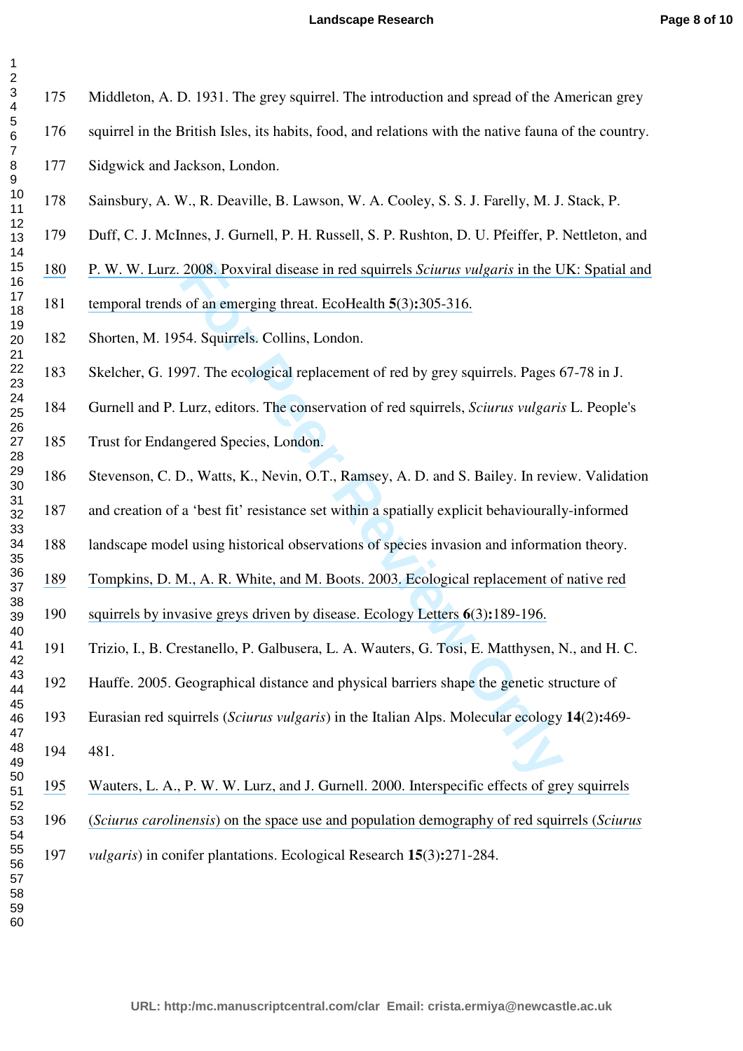Middleton, A. D. 1931. The grey squirrel. The introduction and spread of the American grey squirrel in the British Isles, its habits, food, and relations with the native fauna of the country. Sidgwick and Jackson, London.

Sainsbury, A. W., R. Deaville, B. Lawson, W. A. Cooley, S. S. J. Farelly, M. J. Stack, P. Duff, C. J. McInnes, J. Gurnell, P. H. Russell, S. P. Rushton, D. U. Pfeiffer, P. Nettleton, and P. W. W. Lurz. 2008. Poxviral disease in red squirrels *Sciurus vulgaris* in the UK: Spatial and temporal trends of an emerging threat. EcoHealth **5**(3)**:**305-316.

Shorten, M. 1954. Squirrels. Collins, London.

Skelcher, G. 1997. The ecological replacement of red by grey squirrels. Pages 67-78 in J. Gurnell and P. Lurz, editors. The conservation of red squirrels, *Sciurus vulgaris* L. People's Trust for Endangered Species, London.

Stevenson, C. D., Watts, K., Nevin, O.T., Ramsey, A. D. and S. Bailey. In review. Validation and creation of a 'best fit' resistance set within a spatially explicit behaviourally-informed landscape model using historical observations of species invasion and information theory.

Tompkins, D. M., A. R. White, and M. Boots. 2003. Ecological replacement of native red squirrels by invasive greys driven by disease. Ecology Letters **6**(3)**:**189-196.

Trizio, I., B. Crestanello, P. Galbusera, L. A. Wauters, G. Tosi, E. Matthysen, N., and H. C. Hauffe. 2005. Geographical distance and physical barriers shape the genetic structure of Eurasian red squirrels (*Sciurus vulgaris*) in the Italian Alps. Molecular ecology **14**(2)**:**469-481.

Wauters, L. A., P. W. W. Lurz, and J. Gurnell. 2000. Interspecific effects of grey squirrels (*Sciurus carolinensis*) on the space use and population demography of red squirrels (*Sciurus vulgaris*) in conifer plantations. Ecological Research **15**(3)**:**271-284.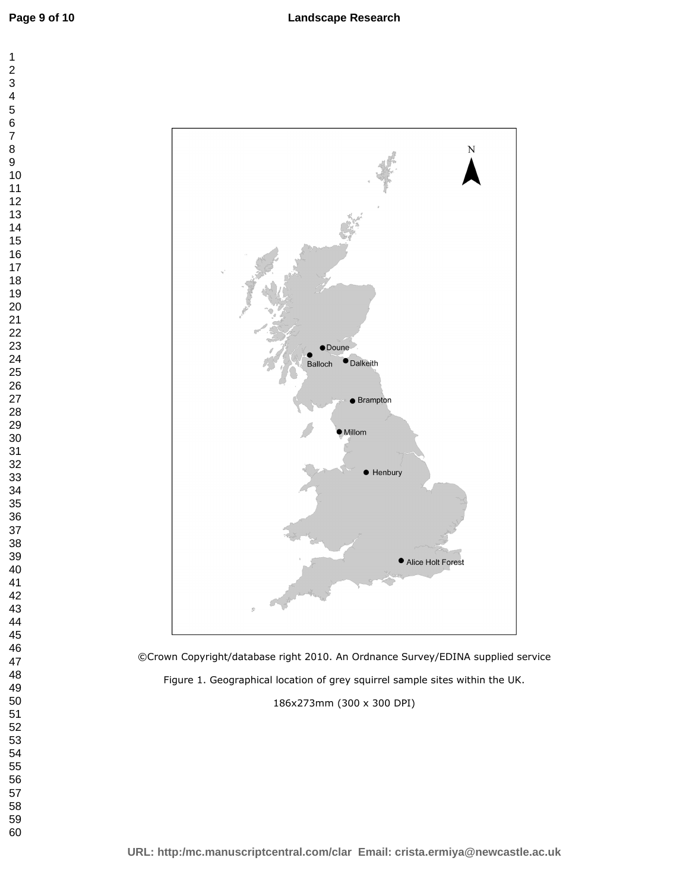©Crown Copyright/database right 2010. An Ordnance Survey/EDINA supplied service

Figure 1. Geographical location of grey squirrel sample sites within the UK.

186x273mm (300 x 300 DPI)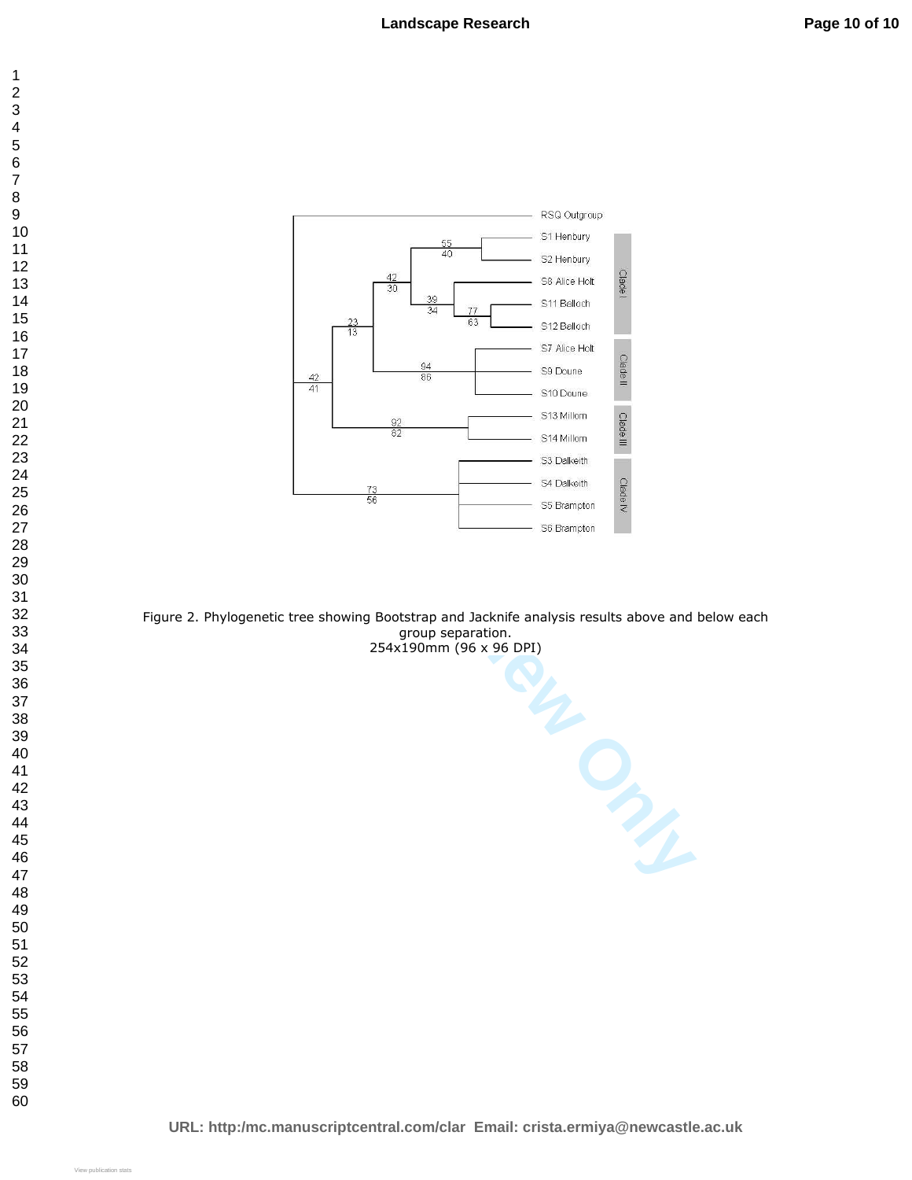RSQ Outgroup

S1 Henbury

S2 Henbury

S8 Alice Holt

S11 Balloch

S12 Balloch

S7 Alice Holt

S9 Doune

S10 Doune

S13 Millom

S14 Millom

S3 Dalkeith

S4 Dalkeith

S5 Brampton

S6 Brampton

Clade I

Clade II

Clade III

Clade IV

55
40

42
30

39
34

77
63

23
13

94
86

42
41

92
62

73
56

Figure 2. Phylogenetic tree showing Bootstrap and Jacknife analysis results above and below each group separation.
254x190mm (96 x 96 DPI)